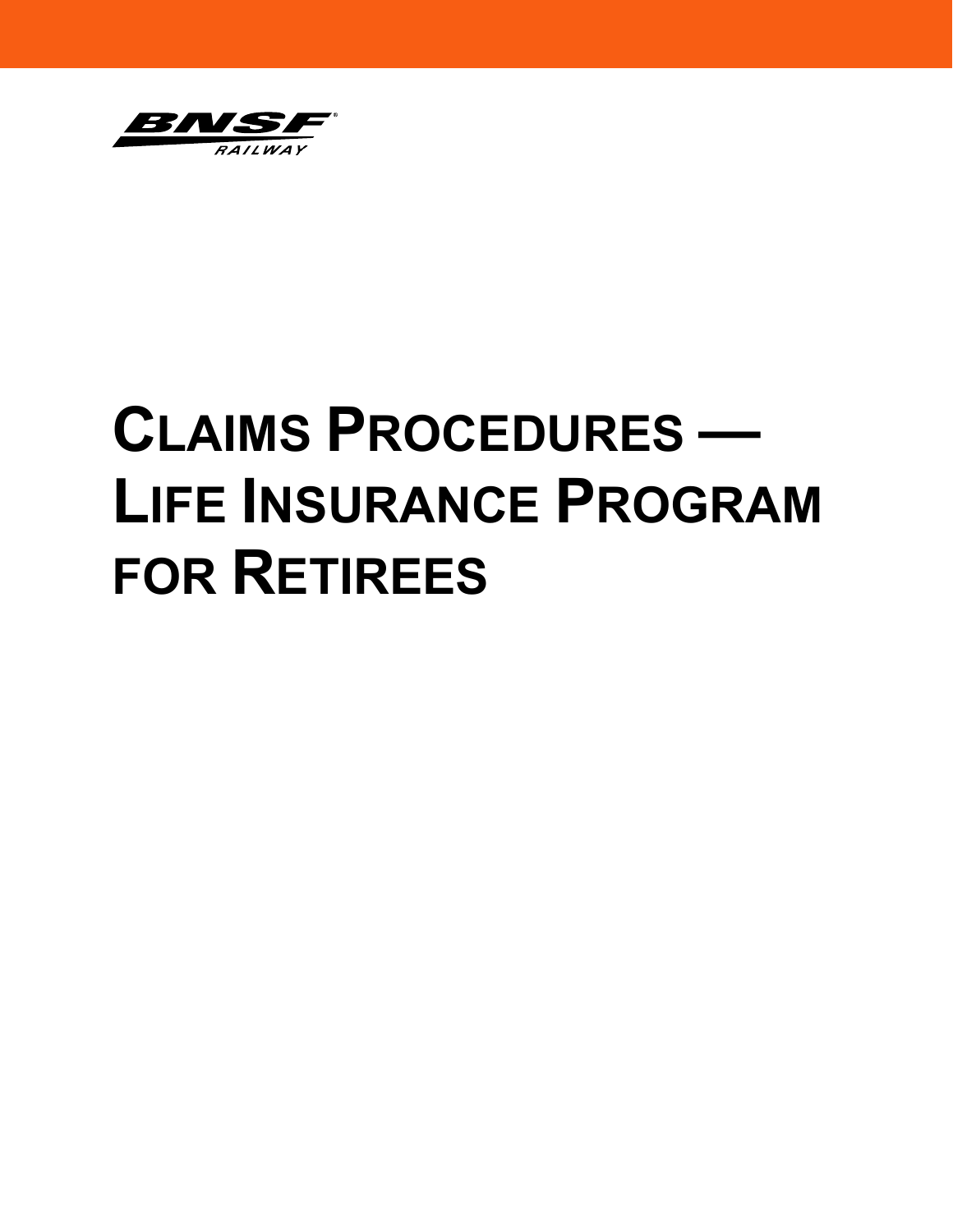BNSF RAILWAY

# CLAIMS PROCEDURES — LIFE INSURANCE PROGRAM FOR RETIREES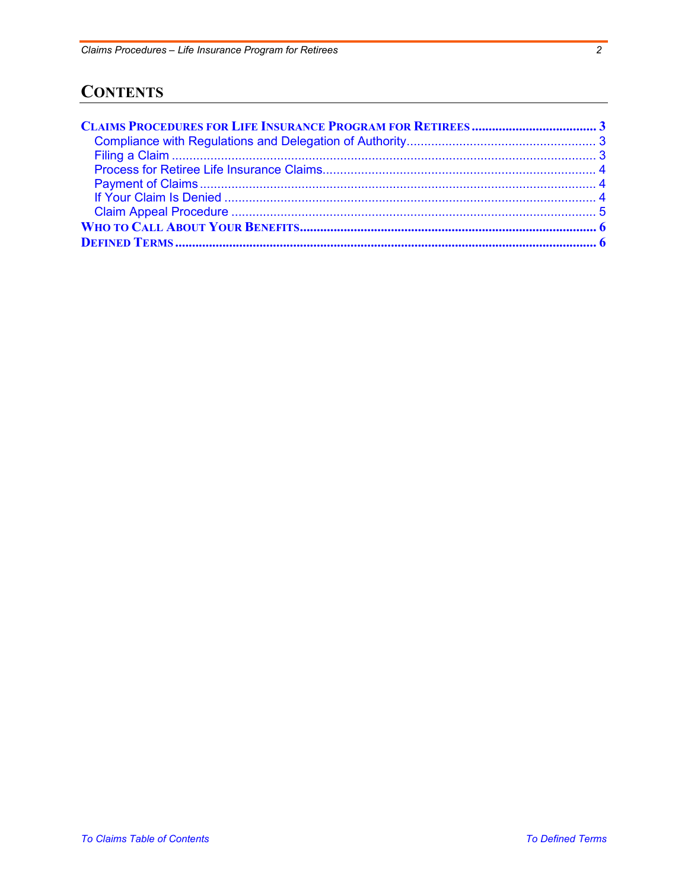# CONTENTS

**CLAIMS PROCEDURES FOR LIFE INSURANCE PROGRAM FOR RETIREES** ..................................... 3

- Compliance with Regulations and Delegation of Authority ..................................... 3
- Filing a Claim ..................................... 3
- Process for Retiree Life Insurance Claims ..................................... 4
- Payment of Claims ..................................... 4
- If Your Claim Is Denied ..................................... 4
- Claim Appeal Procedure ..................................... 5

**WHO TO CALL ABOUT YOUR BENEFITS** ..................................... 6

**DEFINED TERMS** ..................................... 6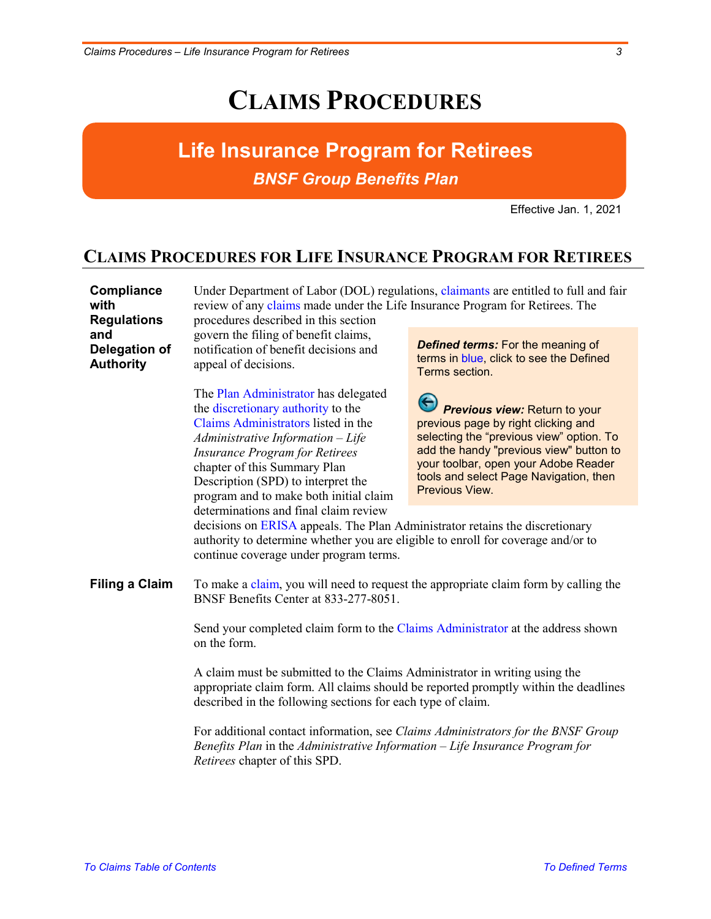# Claims Procedures

## Life Insurance Program for Retirees

*BNSF Group Benefits Plan*

Effective Jan. 1, 2021

## Claims Procedures for Life Insurance Program for Retirees

**Compliance with Regulations and Delegation of Authority**

Under Department of Labor (DOL) regulations, claimants are entitled to full and fair review of any claims made under the Life Insurance Program for Retirees. The procedures described in this section govern the filing of benefit claims, notification of benefit decisions and appeal of decisions.

> ***Defined terms:*** For the meaning of terms in blue, click to see the Defined Terms section.
>
> ***Previous view:*** Return to your previous page by right clicking and selecting the "previous view" option. To add the handy "previous view" button to your toolbar, open your Adobe Reader tools and select Page Navigation, then Previous View.

The Plan Administrator has delegated the discretionary authority to the Claims Administrators listed in the *Administrative Information – Life Insurance Program for Retirees* chapter of this Summary Plan Description (SPD) to interpret the program and to make both initial claim determinations and final claim review decisions on ERISA appeals. The Plan Administrator retains the discretionary authority to determine whether you are eligible to enroll for coverage and/or to continue coverage under program terms.

**Filing a Claim**

To make a claim, you will need to request the appropriate claim form by calling the BNSF Benefits Center at 833-277-8051.

Send your completed claim form to the Claims Administrator at the address shown on the form.

A claim must be submitted to the Claims Administrator in writing using the appropriate claim form. All claims should be reported promptly within the deadlines described in the following sections for each type of claim.

For additional contact information, see *Claims Administrators for the BNSF Group Benefits Plan* in the *Administrative Information – Life Insurance Program for Retirees* chapter of this SPD.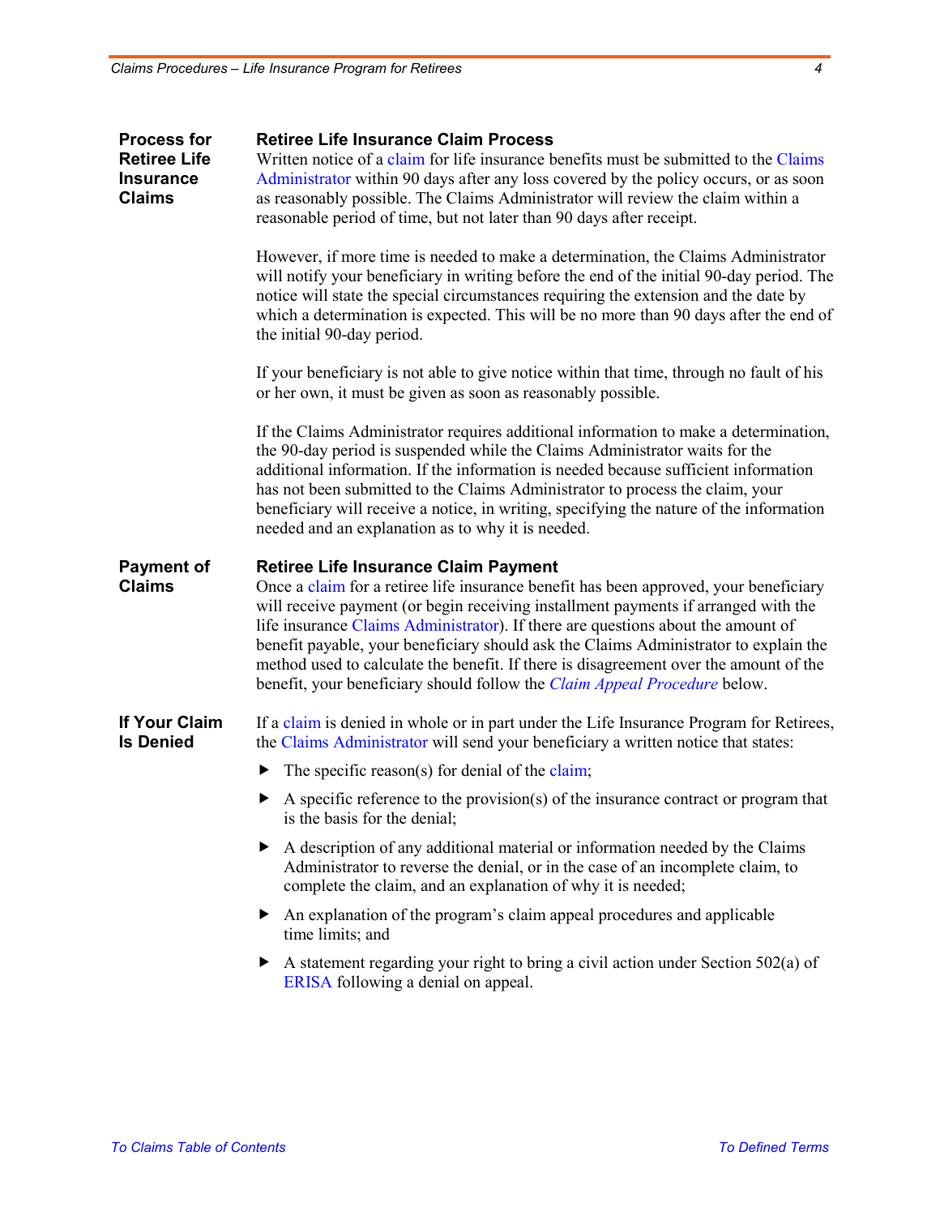## Process for Retiree Life Insurance Claims

### Retiree Life Insurance Claim Process

Written notice of a claim for life insurance benefits must be submitted to the Claims Administrator within 90 days after any loss covered by the policy occurs, or as soon as reasonably possible. The Claims Administrator will review the claim within a reasonable period of time, but not later than 90 days after receipt.

However, if more time is needed to make a determination, the Claims Administrator will notify your beneficiary in writing before the end of the initial 90-day period. The notice will state the special circumstances requiring the extension and the date by which a determination is expected. This will be no more than 90 days after the end of the initial 90-day period.

If your beneficiary is not able to give notice within that time, through no fault of his or her own, it must be given as soon as reasonably possible.

If the Claims Administrator requires additional information to make a determination, the 90-day period is suspended while the Claims Administrator waits for the additional information. If the information is needed because sufficient information has not been submitted to the Claims Administrator to process the claim, your beneficiary will receive a notice, in writing, specifying the nature of the information needed and an explanation as to why it is needed.

## Payment of Claims

### Retiree Life Insurance Claim Payment

Once a claim for a retiree life insurance benefit has been approved, your beneficiary will receive payment (or begin receiving installment payments if arranged with the life insurance Claims Administrator). If there are questions about the amount of benefit payable, your beneficiary should ask the Claims Administrator to explain the method used to calculate the benefit. If there is disagreement over the amount of the benefit, your beneficiary should follow the *Claim Appeal Procedure* below.

## If Your Claim Is Denied

If a claim is denied in whole or in part under the Life Insurance Program for Retirees, the Claims Administrator will send your beneficiary a written notice that states:

- The specific reason(s) for denial of the claim;
- A specific reference to the provision(s) of the insurance contract or program that is the basis for the denial;
- A description of any additional material or information needed by the Claims Administrator to reverse the denial, or in the case of an incomplete claim, to complete the claim, and an explanation of why it is needed;
- An explanation of the program's claim appeal procedures and applicable time limits; and
- A statement regarding your right to bring a civil action under Section 502(a) of ERISA following a denial on appeal.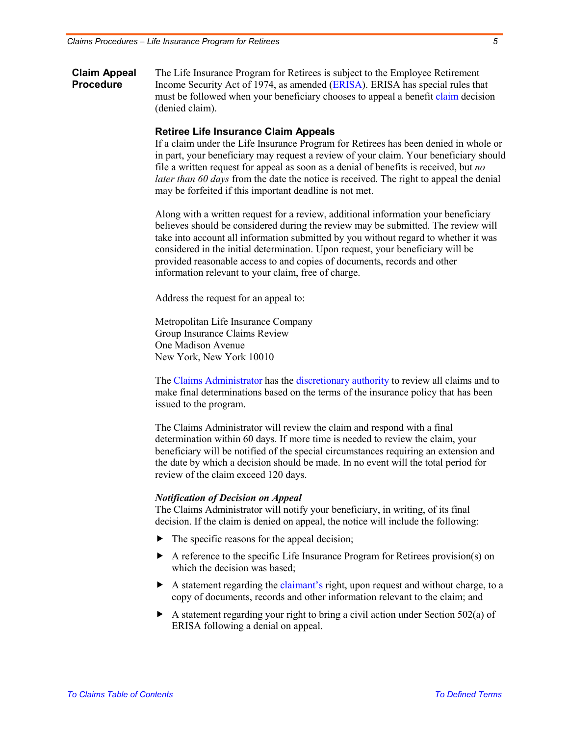## Claim Appeal Procedure

The Life Insurance Program for Retirees is subject to the Employee Retirement Income Security Act of 1974, as amended (ERISA). ERISA has special rules that must be followed when your beneficiary chooses to appeal a benefit claim decision (denied claim).

### Retiree Life Insurance Claim Appeals

If a claim under the Life Insurance Program for Retirees has been denied in whole or in part, your beneficiary may request a review of your claim. Your beneficiary should file a written request for appeal as soon as a denial of benefits is received, but *no later than 60 days* from the date the notice is received. The right to appeal the denial may be forfeited if this important deadline is not met.

Along with a written request for a review, additional information your beneficiary believes should be considered during the review may be submitted. The review will take into account all information submitted by you without regard to whether it was considered in the initial determination. Upon request, your beneficiary will be provided reasonable access to and copies of documents, records and other information relevant to your claim, free of charge.

Address the request for an appeal to:

Metropolitan Life Insurance Company
Group Insurance Claims Review
One Madison Avenue
New York, New York 10010

The Claims Administrator has the discretionary authority to review all claims and to make final determinations based on the terms of the insurance policy that has been issued to the program.

The Claims Administrator will review the claim and respond with a final determination within 60 days. If more time is needed to review the claim, your beneficiary will be notified of the special circumstances requiring an extension and the date by which a decision should be made. In no event will the total period for review of the claim exceed 120 days.

***Notification of Decision on Appeal***

The Claims Administrator will notify your beneficiary, in writing, of its final decision. If the claim is denied on appeal, the notice will include the following:

- The specific reasons for the appeal decision;
- A reference to the specific Life Insurance Program for Retirees provision(s) on which the decision was based;
- A statement regarding the claimant's right, upon request and without charge, to a copy of documents, records and other information relevant to the claim; and
- A statement regarding your right to bring a civil action under Section 502(a) of ERISA following a denial on appeal.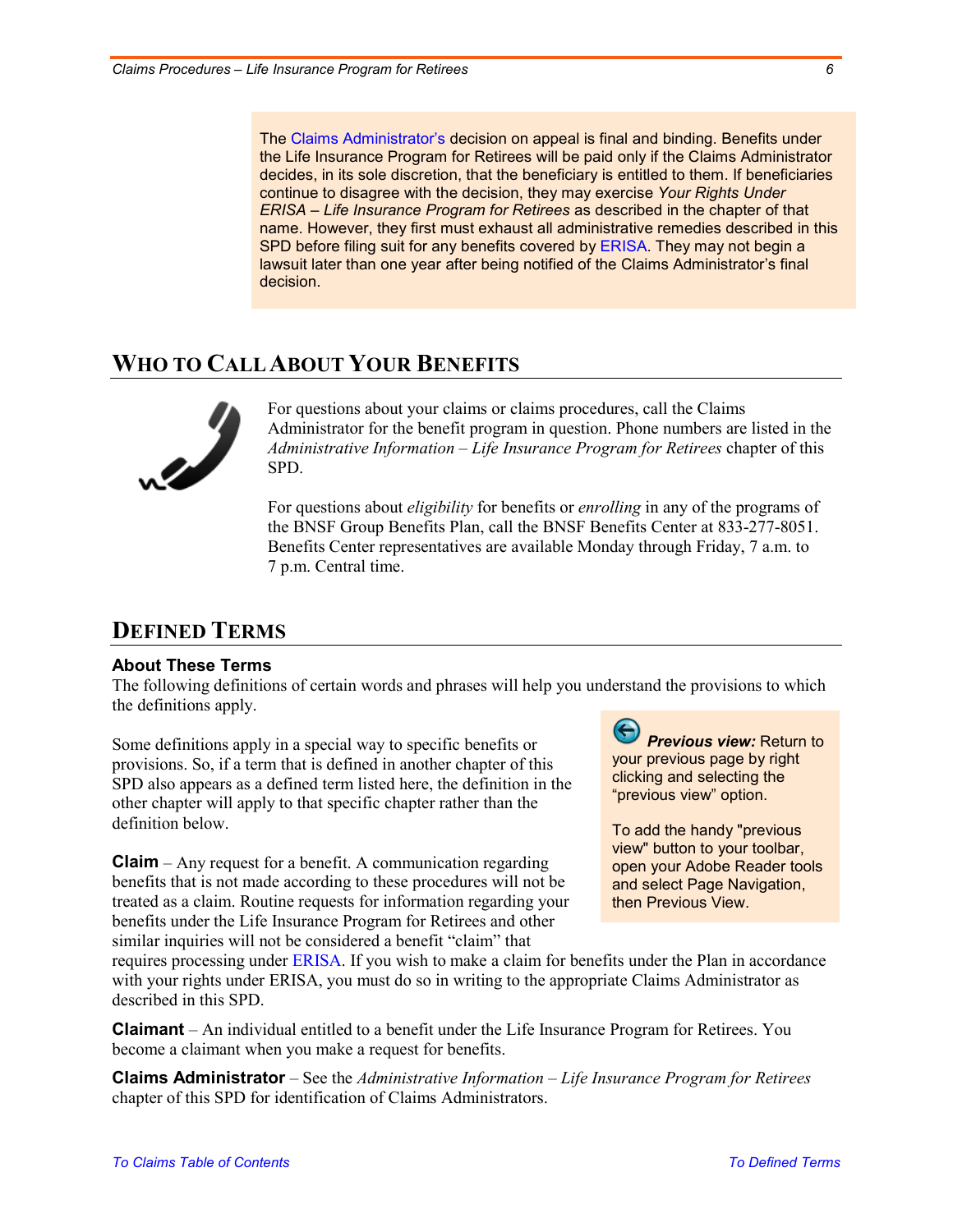The Claims Administrator's decision on appeal is final and binding. Benefits under the Life Insurance Program for Retirees will be paid only if the Claims Administrator decides, in its sole discretion, that the beneficiary is entitled to them. If beneficiaries continue to disagree with the decision, they may exercise *Your Rights Under ERISA – Life Insurance Program for Retirees* as described in the chapter of that name. However, they first must exhaust all administrative remedies described in this SPD before filing suit for any benefits covered by ERISA. They may not begin a lawsuit later than one year after being notified of the Claims Administrator's final decision.

## Who to Call About Your Benefits

For questions about your claims or claims procedures, call the Claims Administrator for the benefit program in question. Phone numbers are listed in the *Administrative Information – Life Insurance Program for Retirees* chapter of this SPD.

For questions about *eligibility* for benefits or *enrolling* in any of the programs of the BNSF Group Benefits Plan, call the BNSF Benefits Center at 833-277-8051. Benefits Center representatives are available Monday through Friday, 7 a.m. to 7 p.m. Central time.

## Defined Terms

### About These Terms

The following definitions of certain words and phrases will help you understand the provisions to which the definitions apply.

Some definitions apply in a special way to specific benefits or provisions. So, if a term that is defined in another chapter of this SPD also appears as a defined term listed here, the definition in the other chapter will apply to that specific chapter rather than the definition below.

> ***Previous view:*** Return to your previous page by right clicking and selecting the "previous view" option.
>
> To add the handy "previous view" button to your toolbar, open your Adobe Reader tools and select Page Navigation, then Previous View.

**Claim** – Any request for a benefit. A communication regarding benefits that is not made according to these procedures will not be treated as a claim. Routine requests for information regarding your benefits under the Life Insurance Program for Retirees and other similar inquiries will not be considered a benefit "claim" that requires processing under ERISA. If you wish to make a claim for benefits under the Plan in accordance with your rights under ERISA, you must do so in writing to the appropriate Claims Administrator as described in this SPD.

**Claimant** – An individual entitled to a benefit under the Life Insurance Program for Retirees. You become a claimant when you make a request for benefits.

**Claims Administrator** – See the *Administrative Information – Life Insurance Program for Retirees* chapter of this SPD for identification of Claims Administrators.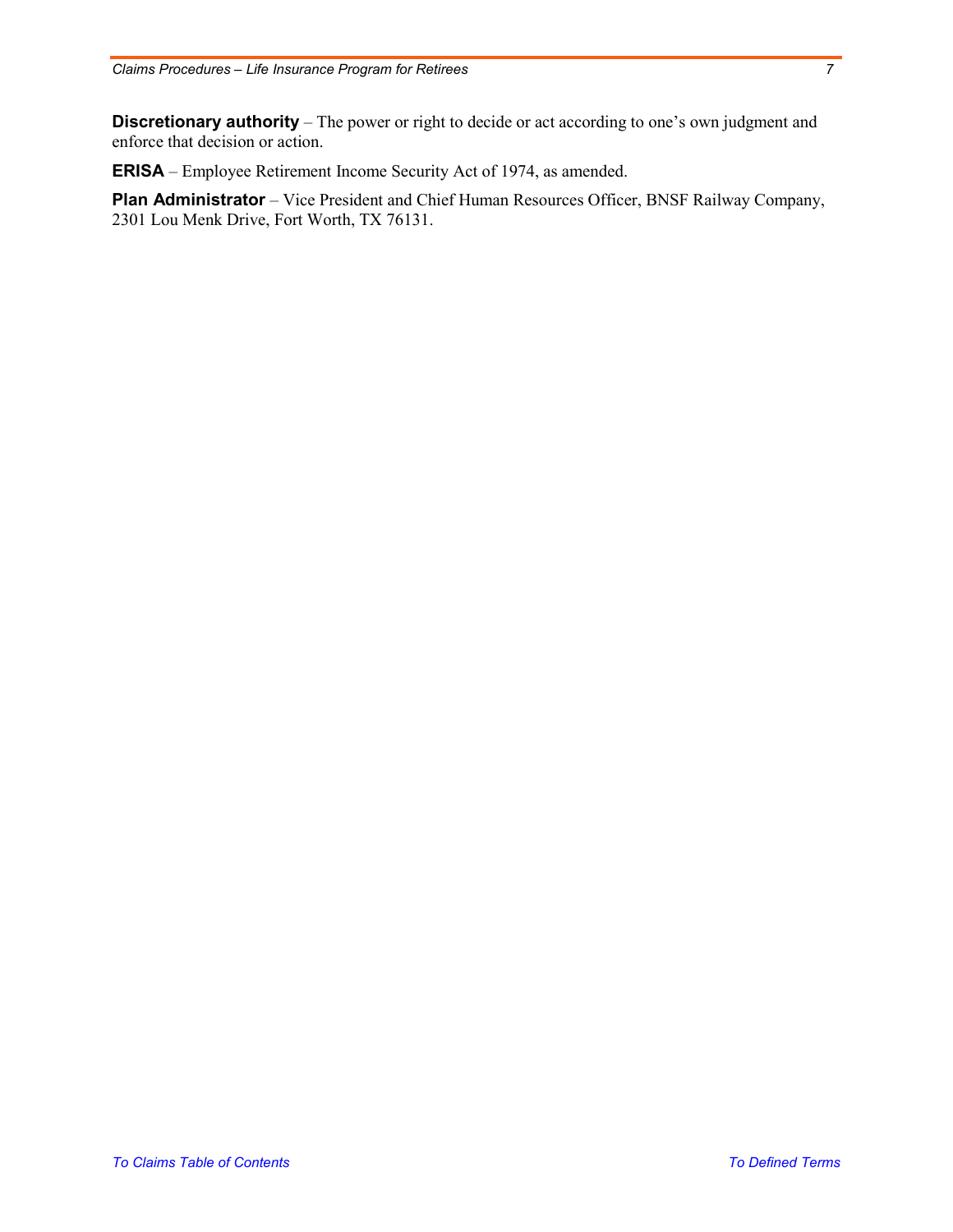**Discretionary authority** – The power or right to decide or act according to one's own judgment and enforce that decision or action.

**ERISA** – Employee Retirement Income Security Act of 1974, as amended.

**Plan Administrator** – Vice President and Chief Human Resources Officer, BNSF Railway Company, 2301 Lou Menk Drive, Fort Worth, TX 76131.